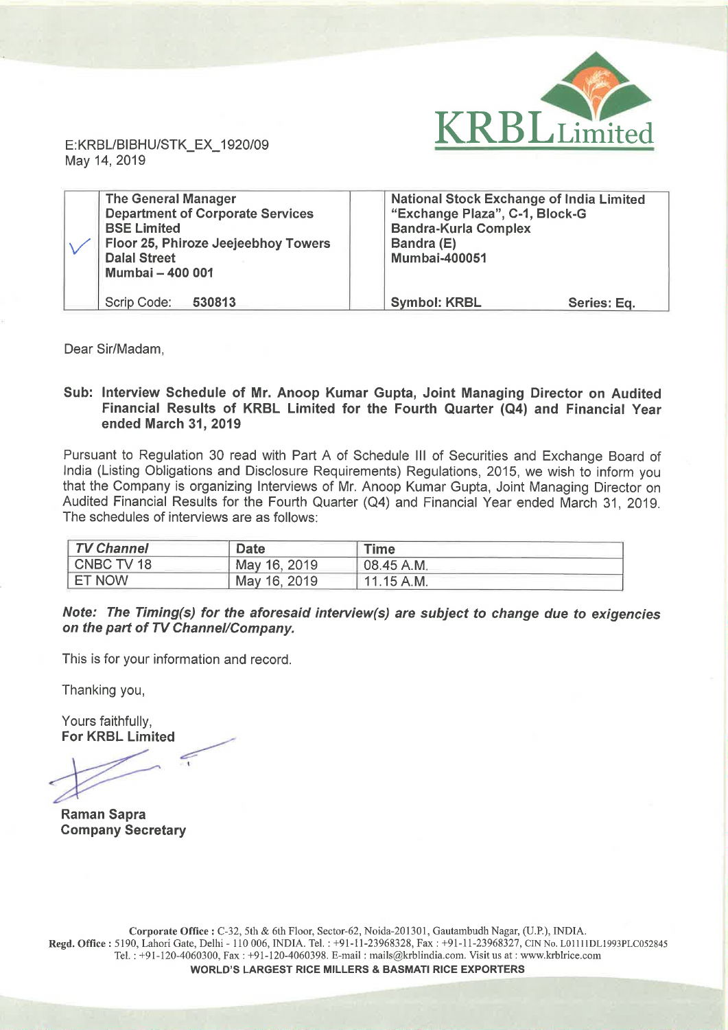E:KRBL/BIBHU/STK_EX_1920/09
May 14, 2019

| | The General Manager<br>Department of Corporate Services<br>BSE Limited<br>Floor 25, Phiroze Jeejeebhoy Towers<br>Dalal Street<br>Mumbai – 400 001 | | National Stock Exchange of India Limited<br>"Exchange Plaza", C-1, Block-G<br>Bandra-Kurla Complex<br>Bandra (E)<br>Mumbai-400051 | |
|---|---|---|---|---|
| | Scrip Code: **530813** | | **Symbol: KRBL** | **Series: Eq.** |

Dear Sir/Madam,

**Sub: Interview Schedule of Mr. Anoop Kumar Gupta, Joint Managing Director on Audited Financial Results of KRBL Limited for the Fourth Quarter (Q4) and Financial Year ended March 31, 2019**

Pursuant to Regulation 30 read with Part A of Schedule III of Securities and Exchange Board of India (Listing Obligations and Disclosure Requirements) Regulations, 2015, we wish to inform you that the Company is organizing Interviews of Mr. Anoop Kumar Gupta, Joint Managing Director on Audited Financial Results for the Fourth Quarter (Q4) and Financial Year ended March 31, 2019. The schedules of interviews are as follows:

| *TV Channel* | Date | Time |
|---|---|---|
| CNBC TV 18 | May 16, 2019 | 08.45 A.M. |
| ET NOW | May 16, 2019 | 11.15 A.M. |

***Note: The Timing(s) for the aforesaid interview(s) are subject to change due to exigencies on the part of TV Channel/Company.***

This is for your information and record.

Thanking you,

Yours faithfully,
**For KRBL Limited**

**Raman Sapra**
**Company Secretary**

**Corporate Office :** C-32, 5th & 6th Floor, Sector-62, Noida-201301, Gautambudh Nagar, (U.P.), INDIA.
**Regd. Office :** 5190, Lahori Gate, Delhi - 110 006, INDIA. Tel. : +91-11-23968328, Fax : +91-11-23968327, CIN No. L01111DL1993PLC052845
Tel. : +91-120-4060300, Fax : +91-120-4060398. E-mail : mails@krblindia.com. Visit us at : www.krblrice.com
**WORLD'S LARGEST RICE MILLERS & BASMATI RICE EXPORTERS**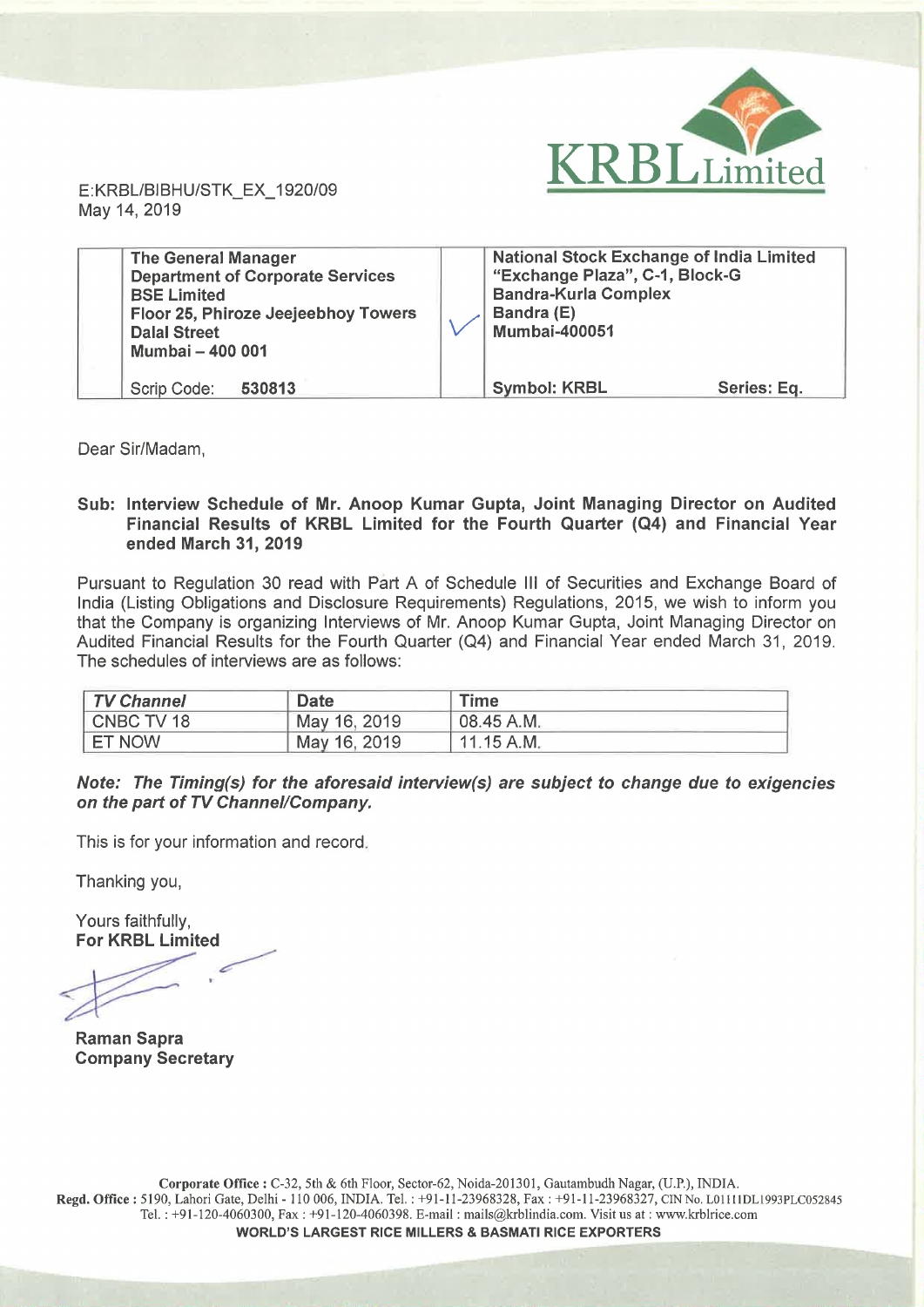KRBL Limited

E:KRBL/BIBHU/STK_EX_1920/09
May 14, 2019

| | |
|---|---|
| **The General Manager**<br>**Department of Corporate Services**<br>**BSE Limited**<br>**Floor 25, Phiroze Jeejeebhoy Towers**<br>**Dalal Street**<br>**Mumbai – 400 001** | **National Stock Exchange of India Limited**<br>**"Exchange Plaza", C-1, Block-G**<br>**Bandra-Kurla Complex**<br>**Bandra (E)**<br>**Mumbai-400051** |
| Scrip Code: **530813** | **Symbol: KRBL** **Series: Eq.** |

Dear Sir/Madam,

**Sub: Interview Schedule of Mr. Anoop Kumar Gupta, Joint Managing Director on Audited Financial Results of KRBL Limited for the Fourth Quarter (Q4) and Financial Year ended March 31, 2019**

Pursuant to Regulation 30 read with Part A of Schedule III of Securities and Exchange Board of India (Listing Obligations and Disclosure Requirements) Regulations, 2015, we wish to inform you that the Company is organizing Interviews of Mr. Anoop Kumar Gupta, Joint Managing Director on Audited Financial Results for the Fourth Quarter (Q4) and Financial Year ended March 31, 2019. The schedules of interviews are as follows:

| *TV Channel* | Date | Time |
|---|---|---|
| CNBC TV 18 | May 16, 2019 | 08.45 A.M. |
| ET NOW | May 16, 2019 | 11.15 A.M. |

***Note: The Timing(s) for the aforesaid interview(s) are subject to change due to exigencies on the part of TV Channel/Company.***

This is for your information and record.

Thanking you,

Yours faithfully,
**For KRBL Limited**

**Raman Sapra**
**Company Secretary**

**Corporate Office :** C-32, 5th & 6th Floor, Sector-62, Noida-201301, Gautambudh Nagar, (U.P.), INDIA.
**Regd. Office :** 5190, Lahori Gate, Delhi - 110 006, INDIA. Tel. : +91-11-23968328, Fax : +91-11-23968327, CIN No. L01111DL1993PLC052845
Tel. : +91-120-4060300, Fax : +91-120-4060398. E-mail : mails@krblindia.com. Visit us at : www.krblrice.com
**WORLD'S LARGEST RICE MILLERS & BASMATI RICE EXPORTERS**